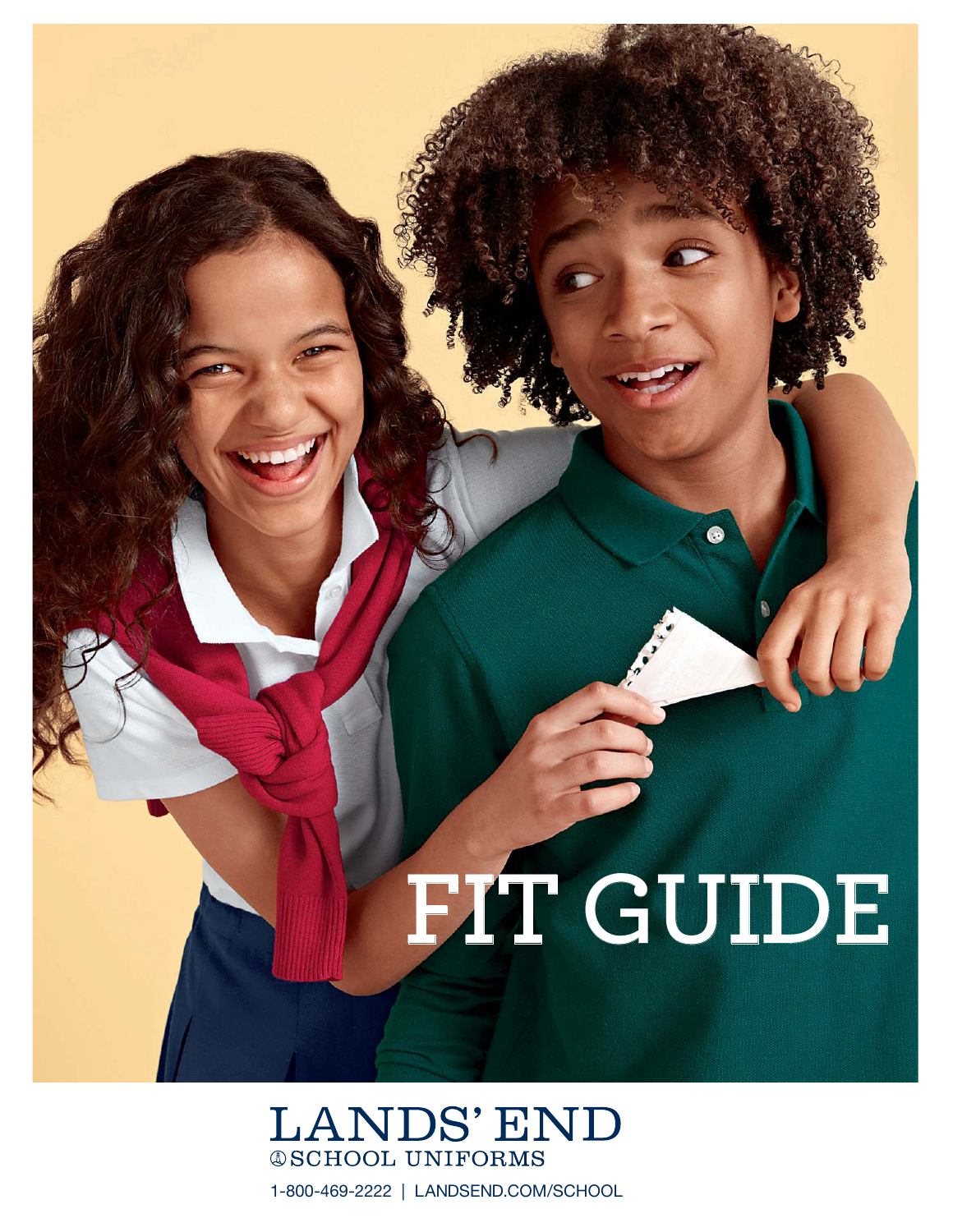# FIT GUIDE

LANDS' END
SCHOOL UNIFORMS

1-800-469-2222 | LANDSEND.COM/SCHOOL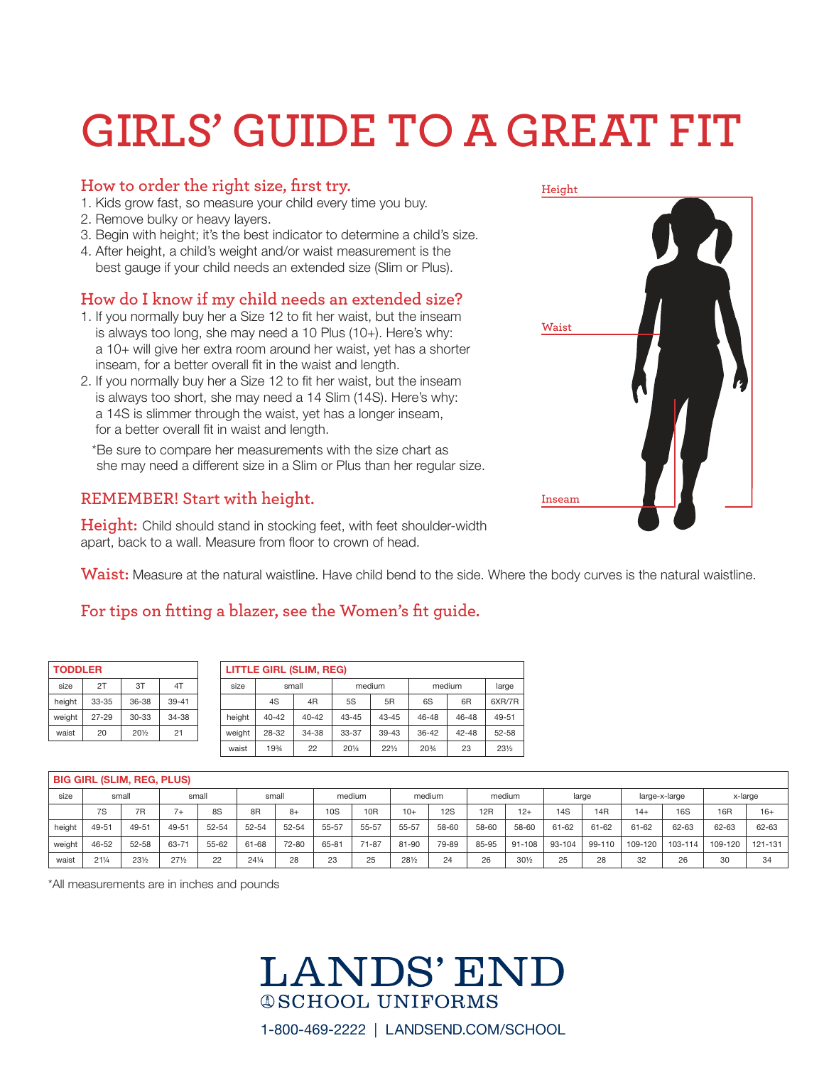# GIRLS' GUIDE TO A GREAT FIT

## How to order the right size, first try.

1. Kids grow fast, so measure your child every time you buy.
2. Remove bulky or heavy layers.
3. Begin with height; it's the best indicator to determine a child's size.
4. After height, a child's weight and/or waist measurement is the best gauge if your child needs an extended size (Slim or Plus).

## How do I know if my child needs an extended size?

1. If you normally buy her a Size 12 to fit her waist, but the inseam is always too long, she may need a 10 Plus (10+). Here's why: a 10+ will give her extra room around her waist, yet has a shorter inseam, for a better overall fit in the waist and length.
2. If you normally buy her a Size 12 to fit her waist, but the inseam is always too short, she may need a 14 Slim (14S). Here's why: a 14S is slimmer through the waist, yet has a longer inseam, for a better overall fit in waist and length.

*Be sure to compare her measurements with the size chart as she may need a different size in a Slim or Plus than her regular size.

Height

Waist

Inseam

## REMEMBER! Start with height.

**Height:** Child should stand in stocking feet, with feet shoulder-width apart, back to a wall. Measure from floor to crown of head.

**Waist:** Measure at the natural waistline. Have child bend to the side. Where the body curves is the natural waistline.

## For tips on fitting a blazer, see the Women's fit guide.

| TODDLER | | | |
|---|---|---|---|
| size | 2T | 3T | 4T |
| height | 33-35 | 36-38 | 39-41 |
| weight | 27-29 | 30-33 | 34-38 |
| waist | 20 | 20½ | 21 |

| LITTLE GIRL (SLIM, REG) | | | | | | | |
|---|---|---|---|---|---|---|---|
| size | small | | medium | | medium | | large |
| | 4S | 4R | 5S | 5R | 6S | 6R | 6XR/7R |
| height | 40-42 | 40-42 | 43-45 | 43-45 | 46-48 | 46-48 | 49-51 |
| weight | 28-32 | 34-38 | 33-37 | 39-43 | 36-42 | 42-48 | 52-58 |
| waist | 19¾ | 22 | 20¼ | 22½ | 20¾ | 23 | 23½ |

| BIG GIRL (SLIM, REG, PLUS) | | | | | | | | | | | | | | | | | |
|---|---|---|---|---|---|---|---|---|---|---|---|---|---|---|---|---|---|
| size | small | | small | | small | | medium | | medium | | medium | | large | | large-x-large | | x-large | |
| | 7S | 7R | 7+ | 8S | 8R | 8+ | 10S | 10R | 10+ | 12S | 12R | 12+ | 14S | 14R | 14+ | 16S | 16R | 16+ |
| height | 49-51 | 49-51 | 49-51 | 52-54 | 52-54 | 52-54 | 55-57 | 55-57 | 55-57 | 58-60 | 58-60 | 58-60 | 61-62 | 61-62 | 61-62 | 62-63 | 62-63 | 62-63 |
| weight | 46-52 | 52-58 | 63-71 | 55-62 | 61-68 | 72-80 | 65-81 | 71-87 | 81-90 | 79-89 | 85-95 | 91-108 | 93-104 | 99-110 | 109-120 | 103-114 | 109-120 | 121-131 |
| waist | 21¼ | 23½ | 27½ | 22 | 24¼ | 28 | 23 | 25 | 28½ | 24 | 26 | 30½ | 25 | 28 | 32 | 26 | 30 | 34 |

*All measurements are in inches and pounds

LANDS' END
SCHOOL UNIFORMS

1-800-469-2222 | LANDSEND.COM/SCHOOL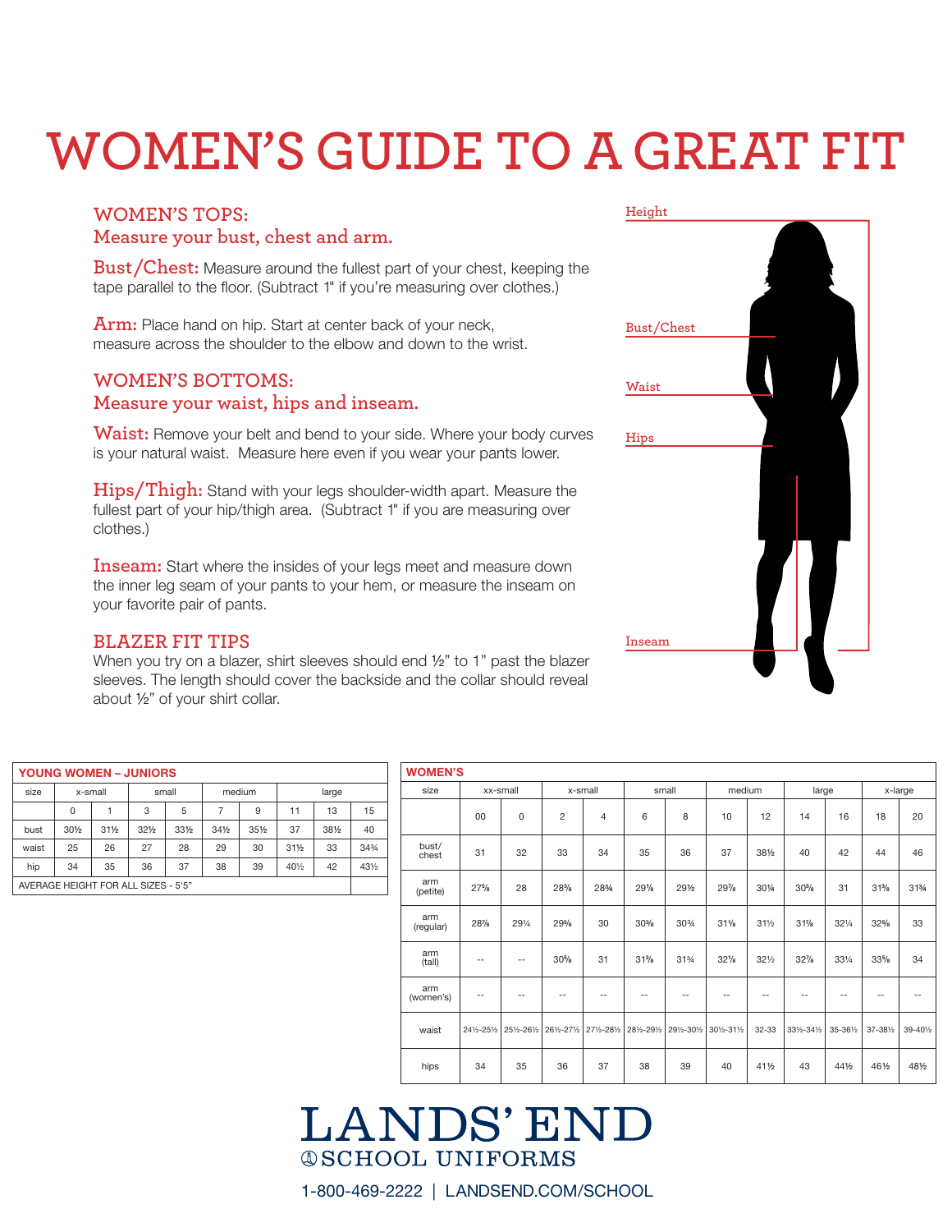# WOMEN'S GUIDE TO A GREAT FIT

## WOMEN'S TOPS:
### Measure your bust, chest and arm.

**Bust/Chest:** Measure around the fullest part of your chest, keeping the tape parallel to the floor. (Subtract 1" if you're measuring over clothes.)

**Arm:** Place hand on hip. Start at center back of your neck, measure across the shoulder to the elbow and down to the wrist.

## WOMEN'S BOTTOMS:
### Measure your waist, hips and inseam.

**Waist:** Remove your belt and bend to your side. Where your body curves is your natural waist. Measure here even if you wear your pants lower.

**Hips/Thigh:** Stand with your legs shoulder-width apart. Measure the fullest part of your hip/thigh area. (Subtract 1" if you are measuring over clothes.)

**Inseam:** Start where the insides of your legs meet and measure down the inner leg seam of your pants to your hem, or measure the inseam on your favorite pair of pants.

## BLAZER FIT TIPS

When you try on a blazer, shirt sleeves should end ½" to 1" past the blazer sleeves. The length should cover the backside and the collar should reveal about ½" of your shirt collar.

Height

Bust/Chest

Waist

Hips

Inseam

**YOUNG WOMEN – JUNIORS**

| size | x-small | | small | | medium | | large | | |
|---|---|---|---|---|---|---|---|---|---|
| | 0 | 1 | 3 | 5 | 7 | 9 | 11 | 13 | 15 |
| bust | 30½ | 31½ | 32½ | 33½ | 34½ | 35½ | 37 | 38½ | 40 |
| waist | 25 | 26 | 27 | 28 | 29 | 30 | 31½ | 33 | 34¾ |
| hip | 34 | 35 | 36 | 37 | 38 | 39 | 40½ | 42 | 43½ |
| AVERAGE HEIGHT FOR ALL SIZES - 5'5" | | | | | | | | | |

**WOMEN'S**

| size | xx-small | | x-small | | small | | medium | | large | | x-large | |
|---|---|---|---|---|---|---|---|---|---|---|---|---|
| | 00 | 0 | 2 | 4 | 6 | 8 | 10 | 12 | 14 | 16 | 18 | 20 |
| bust/chest | 31 | 32 | 33 | 34 | 35 | 36 | 37 | 38½ | 40 | 42 | 44 | 46 |
| arm (petite) | 27⅝ | 28 | 28⅜ | 28¾ | 29⅛ | 29½ | 29⅞ | 30¼ | 30⅝ | 31 | 31⅜ | 31¾ |
| arm (regular) | 28⅞ | 29¼ | 29⅝ | 30 | 30⅜ | 30¾ | 31⅛ | 31½ | 31⅞ | 32¼ | 32⅝ | 33 |
| arm (tall) | -- | -- | 30⅝ | 31 | 31⅜ | 31¾ | 32⅛ | 32½ | 32⅞ | 33¼ | 33⅝ | 34 |
| arm (women's) | -- | -- | -- | -- | -- | -- | -- | -- | -- | -- | -- | -- |
| waist | 24½-25½ | 25½-26½ | 26½-27½ | 27½-28½ | 28½-29½ | 29½-30½ | 30½-31½ | 32-33 | 33½-34½ | 35-36½ | 37-38½ | 39-40½ |
| hips | 34 | 35 | 36 | 37 | 38 | 39 | 40 | 41½ | 43 | 44½ | 46½ | 48½ |

LANDS' END
SCHOOL UNIFORMS

1-800-469-2222 | LANDSEND.COM/SCHOOL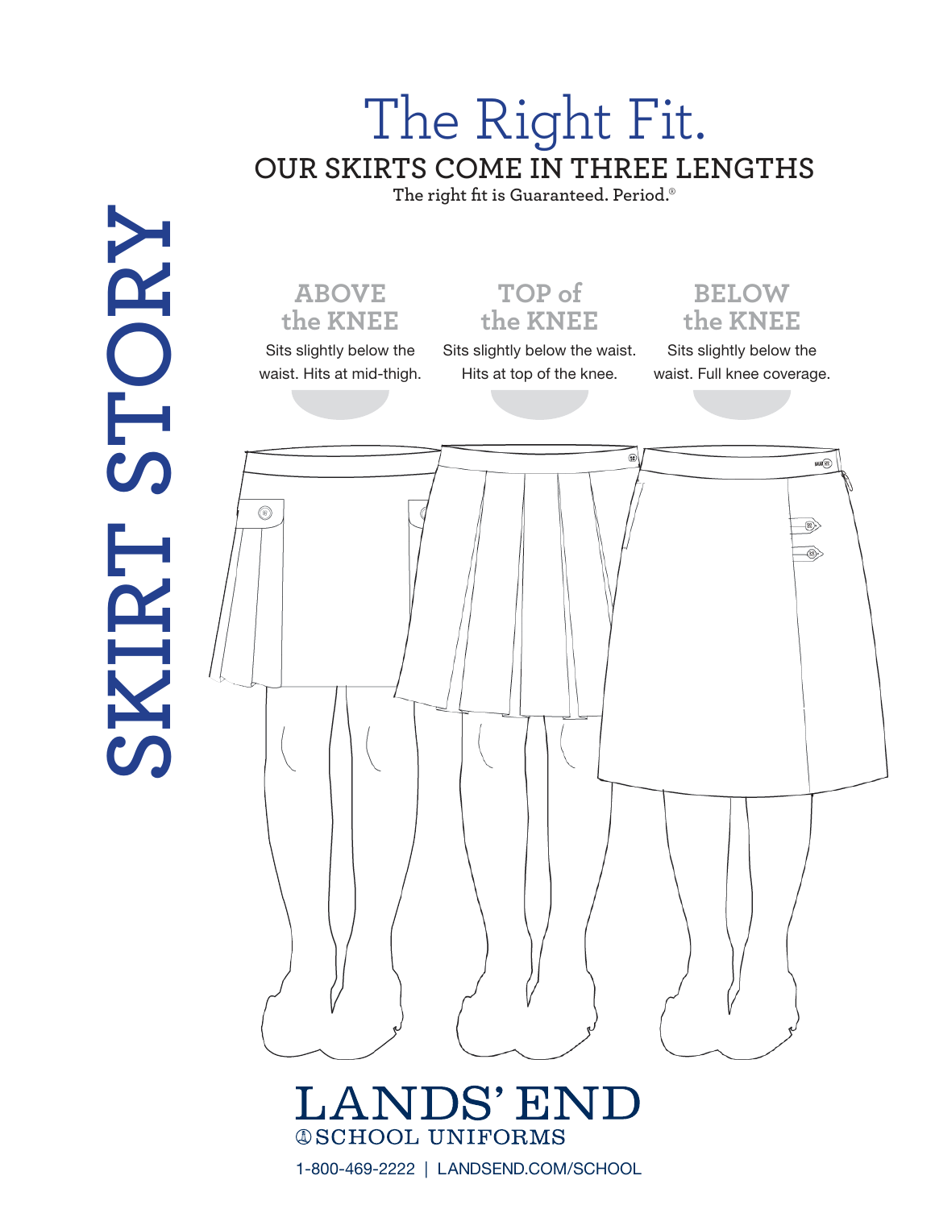# SKIRT STORY

# The Right Fit.

## OUR SKIRTS COME IN THREE LENGTHS

The right fit is Guaranteed. Period.®

### ABOVE the KNEE

Sits slightly below the waist. Hits at mid-thigh.

### TOP of the KNEE

Sits slightly below the waist. Hits at top of the knee.

### BELOW the KNEE

Sits slightly below the waist. Full knee coverage.

LANDS' END
SCHOOL UNIFORMS

1-800-469-2222 | LANDSEND.COM/SCHOOL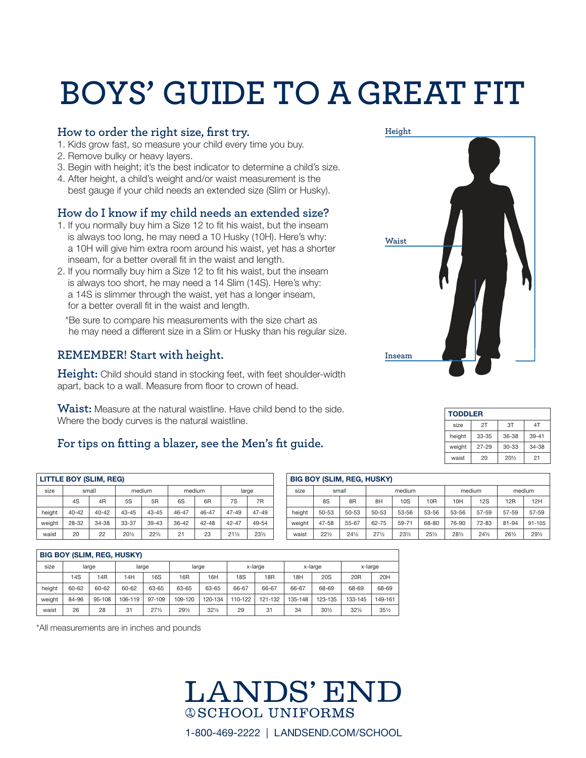# BOYS' GUIDE TO A GREAT FIT

## How to order the right size, first try.

1. Kids grow fast, so measure your child every time you buy.
2. Remove bulky or heavy layers.
3. Begin with height; it's the best indicator to determine a child's size.
4. After height, a child's weight and/or waist measurement is the best gauge if your child needs an extended size (Slim or Husky).

## How do I know if my child needs an extended size?

1. If you normally buy him a Size 12 to fit his waist, but the inseam is always too long, he may need a 10 Husky (10H). Here's why: a 10H will give him extra room around his waist, yet has a shorter inseam, for a better overall fit in the waist and length.
2. If you normally buy him a Size 12 to fit his waist, but the inseam is always too short, he may need a 14 Slim (14S). Here's why: a 14S is slimmer through the waist, yet has a longer inseam, for a better overall fit in the waist and length.

*Be sure to compare his measurements with the size chart as he may need a different size in a Slim or Husky than his regular size.

## REMEMBER! Start with height.

**Height:** Child should stand in stocking feet, with feet shoulder-width apart, back to a wall. Measure from floor to crown of head.

**Waist:** Measure at the natural waistline. Have child bend to the side. Where the body curves is the natural waistline.

## For tips on fitting a blazer, see the Men's fit guide.

Height

Waist

Inseam

| TODDLER | | | |
|---|---|---|---|
| size | 2T | 3T | 4T |
| height | 33-35 | 36-38 | 39-41 |
| weight | 27-29 | 30-33 | 34-38 |
| waist | 20 | 20½ | 21 |

| LITTLE BOY (SLIM, REG) | | | | | | | | |
|---|---|---|---|---|---|---|---|---|
| size | small | | medium | | medium | | large | |
| | 4S | 4R | 5S | 5R | 6S | 6R | 7S | 7R |
| height | 40-42 | 40-42 | 43-45 | 43-45 | 46-47 | 46-47 | 47-49 | 47-49 |
| weight | 28-32 | 34-38 | 33-37 | 39-43 | 36-42 | 42-48 | 42-47 | 49-54 |
| waist | 20 | 22 | 20½ | 22½ | 21 | 23 | 21½ | 23½ |

| BIG BOY (SLIM, REG, HUSKY) | | | | | | | | | |
|---|---|---|---|---|---|---|---|---|---|
| size | small | | medium | | | medium | | medium | |
| | 8S | 8R | 8H | 10S | 10R | 10H | 12S | 12R | 12H |
| height | 50-53 | 50-53 | 50-53 | 53-56 | 53-56 | 53-56 | 57-59 | 57-59 | 57-59 |
| weight | 47-58 | 55-67 | 62-75 | 59-71 | 68-80 | 76-90 | 72-83 | 81-94 | 91-105 |
| waist | 22½ | 24½ | 27½ | 23½ | 25½ | 28½ | 24½ | 26½ | 29½ |

| BIG BOY (SLIM, REG, HUSKY) | | | | | | | | | | | | |
|---|---|---|---|---|---|---|---|---|---|---|---|---|
| size | large | | large | | large | | x-large | | x-large | | x-large | |
| | 14S | 14R | 14H | 16S | 16R | 16H | 18S | 18R | 18H | 20S | 20R | 20H |
| height | 60-62 | 60-62 | 60-62 | 63-65 | 63-65 | 63-65 | 66-67 | 66-67 | 66-67 | 68-69 | 68-69 | 68-69 |
| weight | 84-96 | 95-108 | 106-119 | 97-109 | 109-120 | 120-134 | 110-122 | 121-132 | 135-148 | 123-135 | 133-145 | 149-161 |
| waist | 26 | 28 | 31 | 27½ | 29½ | 32½ | 29 | 31 | 34 | 30½ | 32½ | 35½ |

*All measurements are in inches and pounds

LANDS' END
SCHOOL UNIFORMS

1-800-469-2222 | LANDSEND.COM/SCHOOL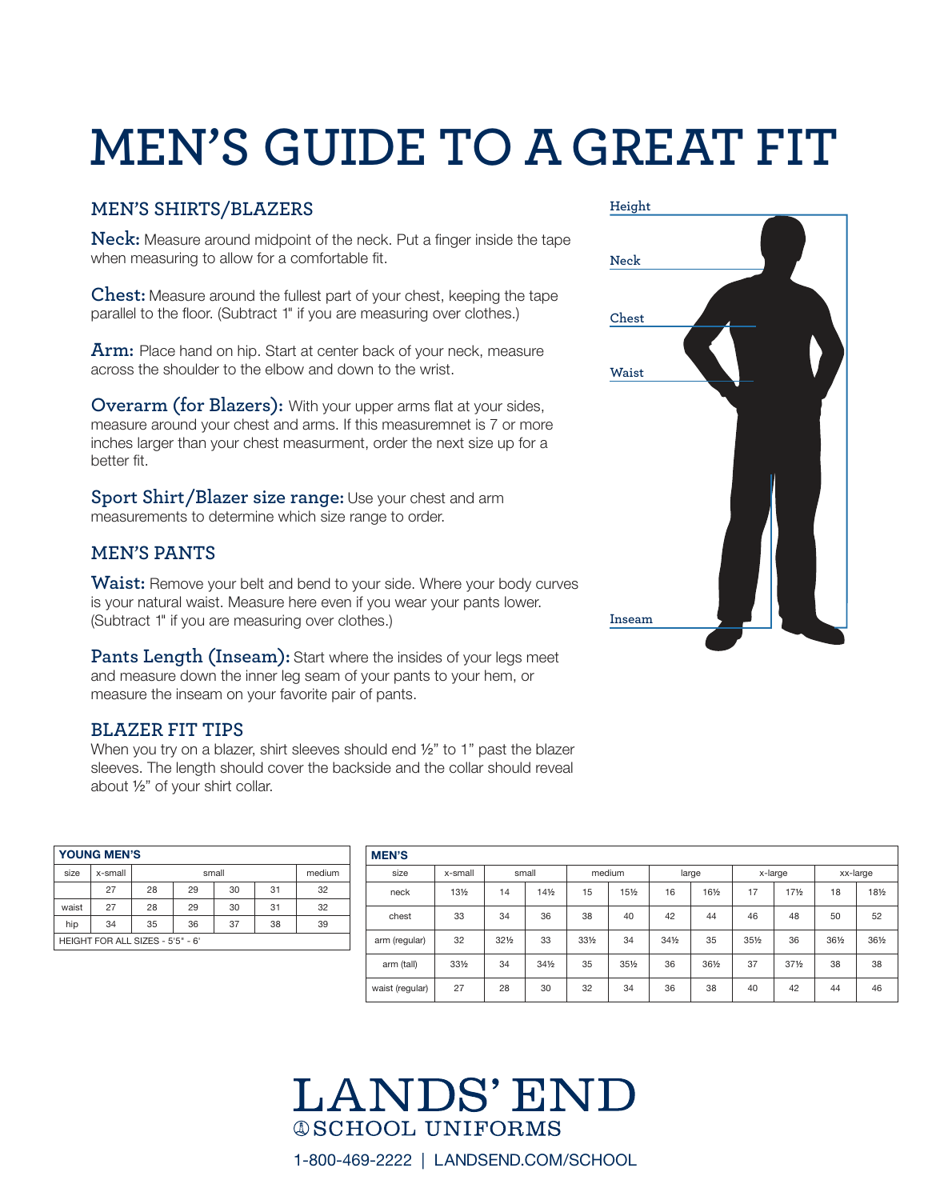# MEN'S GUIDE TO A GREAT FIT

## MEN'S SHIRTS/BLAZERS

**Neck:** Measure around midpoint of the neck. Put a finger inside the tape when measuring to allow for a comfortable fit.

**Chest:** Measure around the fullest part of your chest, keeping the tape parallel to the floor. (Subtract 1" if you are measuring over clothes.)

**Arm:** Place hand on hip. Start at center back of your neck, measure across the shoulder to the elbow and down to the wrist.

**Overarm (for Blazers):** With your upper arms flat at your sides, measure around your chest and arms. If this measuremnet is 7 or more inches larger than your chest measurment, order the next size up for a better fit.

**Sport Shirt/Blazer size range:** Use your chest and arm measurements to determine which size range to order.

## MEN'S PANTS

**Waist:** Remove your belt and bend to your side. Where your body curves is your natural waist. Measure here even if you wear your pants lower. (Subtract 1" if you are measuring over clothes.)

**Pants Length (Inseam):** Start where the insides of your legs meet and measure down the inner leg seam of your pants to your hem, or measure the inseam on your favorite pair of pants.

## BLAZER FIT TIPS

When you try on a blazer, shirt sleeves should end ½" to 1" past the blazer sleeves. The length should cover the backside and the collar should reveal about ½" of your shirt collar.

Height

Neck

Chest

Waist

Inseam

**YOUNG MEN'S**

| size | x-small | small | | | | medium |
|---|---|---|---|---|---|---|
| | 27 | 28 | 29 | 30 | 31 | 32 |
| waist | 27 | 28 | 29 | 30 | 31 | 32 |
| hip | 34 | 35 | 36 | 37 | 38 | 39 |
| HEIGHT FOR ALL SIZES - 5'5" - 6' | | | | | | |

**MEN'S**

| size | x-small | small | | medium | | large | | x-large | | xx-large | |
|---|---|---|---|---|---|---|---|---|---|---|---|
| neck | 13½ | 14 | 14½ | 15 | 15½ | 16 | 16½ | 17 | 17½ | 18 | 18½ |
| chest | 33 | 34 | 36 | 38 | 40 | 42 | 44 | 46 | 48 | 50 | 52 |
| arm (regular) | 32 | 32½ | 33 | 33½ | 34 | 34½ | 35 | 35½ | 36 | 36½ | 36½ |
| arm (tall) | 33½ | 34 | 34½ | 35 | 35½ | 36 | 36½ | 37 | 37½ | 38 | 38 |
| waist (regular) | 27 | 28 | 30 | 32 | 34 | 36 | 38 | 40 | 42 | 44 | 46 |

LANDS' END
SCHOOL UNIFORMS

1-800-469-2222 | LANDSEND.COM/SCHOOL